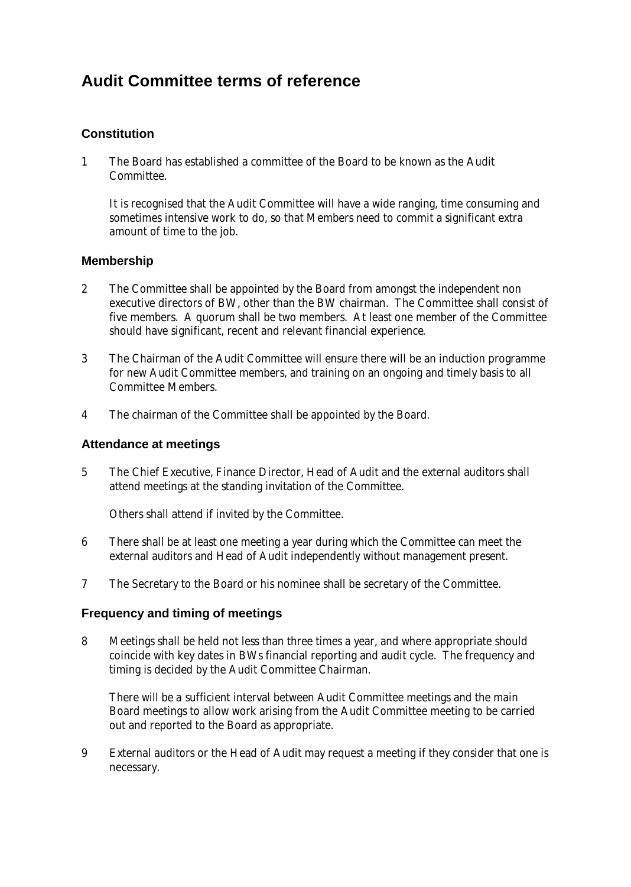# Audit Committee terms of reference

## Constitution

1 The Board has established a committee of the Board to be known as the Audit Committee.

It is recognised that the Audit Committee will have a wide ranging, time consuming and sometimes intensive work to do, so that Members need to commit a significant extra amount of time to the job.

## Membership

2 The Committee shall be appointed by the Board from amongst the independent non executive directors of BW, other than the BW chairman. The Committee shall consist of five members. A quorum shall be two members. At least one member of the Committee should have significant, recent and relevant financial experience.

3 The Chairman of the Audit Committee will ensure there will be an induction programme for new Audit Committee members, and training on an ongoing and timely basis to all Committee Members.

4 The chairman of the Committee shall be appointed by the Board.

## Attendance at meetings

5 The Chief Executive, Finance Director, Head of Audit and the external auditors shall attend meetings at the standing invitation of the Committee.

Others shall attend if invited by the Committee.

6 There shall be at least one meeting a year during which the Committee can meet the external auditors and Head of Audit independently without management present.

7 The Secretary to the Board or his nominee shall be secretary of the Committee.

## Frequency and timing of meetings

8 Meetings shall be held not less than three times a year, and where appropriate should coincide with key dates in BWs financial reporting and audit cycle. The frequency and timing is decided by the Audit Committee Chairman.

There will be a sufficient interval between Audit Committee meetings and the main Board meetings to allow work arising from the Audit Committee meeting to be carried out and reported to the Board as appropriate.

9 External auditors or the Head of Audit may request a meeting if they consider that one is necessary.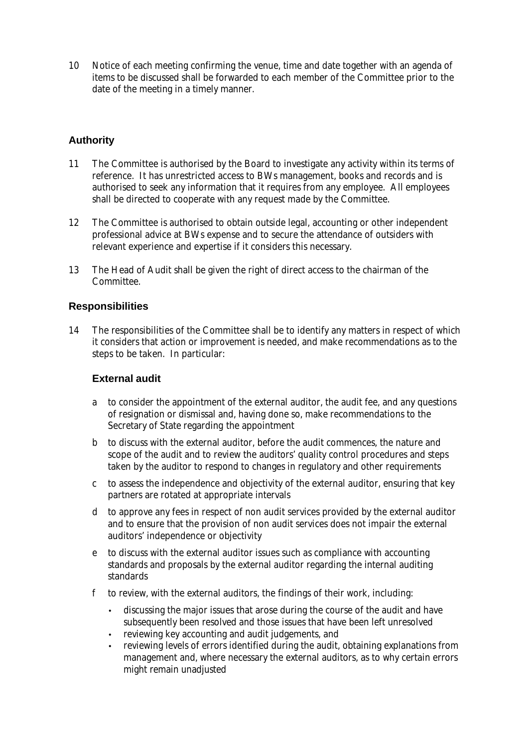10 Notice of each meeting confirming the venue, time and date together with an agenda of items to be discussed shall be forwarded to each member of the Committee prior to the date of the meeting in a timely manner.

## Authority

11 The Committee is authorised by the Board to investigate any activity within its terms of reference. It has unrestricted access to BWs management, books and records and is authorised to seek any information that it requires from any employee. All employees shall be directed to cooperate with any request made by the Committee.

12 The Committee is authorised to obtain outside legal, accounting or other independent professional advice at BWs expense and to secure the attendance of outsiders with relevant experience and expertise if it considers this necessary.

13 The Head of Audit shall be given the right of direct access to the chairman of the Committee.

## Responsibilities

14 The responsibilities of the Committee shall be to identify any matters in respect of which it considers that action or improvement is needed, and make recommendations as to the steps to be taken. In particular:

### External audit

a to consider the appointment of the external auditor, the audit fee, and any questions of resignation or dismissal and, having done so, make recommendations to the Secretary of State regarding the appointment

b to discuss with the external auditor, before the audit commences, the nature and scope of the audit and to review the auditors' quality control procedures and steps taken by the auditor to respond to changes in regulatory and other requirements

c to assess the independence and objectivity of the external auditor, ensuring that key partners are rotated at appropriate intervals

d to approve any fees in respect of non audit services provided by the external auditor and to ensure that the provision of non audit services does not impair the external auditors' independence or objectivity

e to discuss with the external auditor issues such as compliance with accounting standards and proposals by the external auditor regarding the internal auditing standards

f to review, with the external auditors, the findings of their work, including:

- discussing the major issues that arose during the course of the audit and have subsequently been resolved and those issues that have been left unresolved
- reviewing key accounting and audit judgements, and
- reviewing levels of errors identified during the audit, obtaining explanations from management and, where necessary the external auditors, as to why certain errors might remain unadjusted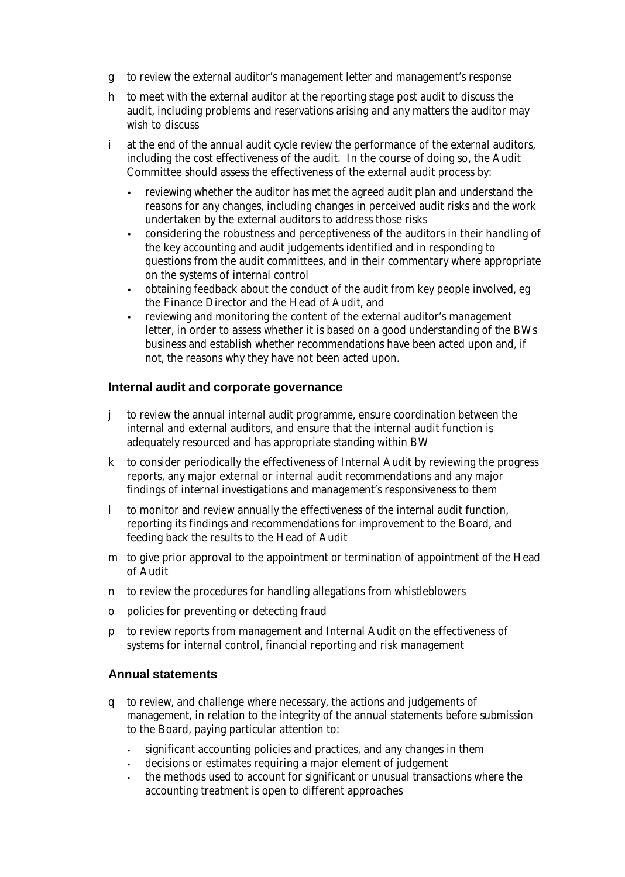g to review the external auditor's management letter and management's response

h to meet with the external auditor at the reporting stage post audit to discuss the audit, including problems and reservations arising and any matters the auditor may wish to discuss

i at the end of the annual audit cycle review the performance of the external auditors, including the cost effectiveness of the audit. In the course of doing so, the Audit Committee should assess the effectiveness of the external audit process by:

- reviewing whether the auditor has met the agreed audit plan and understand the reasons for any changes, including changes in perceived audit risks and the work undertaken by the external auditors to address those risks
- considering the robustness and perceptiveness of the auditors in their handling of the key accounting and audit judgements identified and in responding to questions from the audit committees, and in their commentary where appropriate on the systems of internal control
- obtaining feedback about the conduct of the audit from key people involved, eg the Finance Director and the Head of Audit, and
- reviewing and monitoring the content of the external auditor's management letter, in order to assess whether it is based on a good understanding of the BWs business and establish whether recommendations have been acted upon and, if not, the reasons why they have not been acted upon.

## Internal audit and corporate governance

j to review the annual internal audit programme, ensure coordination between the internal and external auditors, and ensure that the internal audit function is adequately resourced and has appropriate standing within BW

k to consider periodically the effectiveness of Internal Audit by reviewing the progress reports, any major external or internal audit recommendations and any major findings of internal investigations and management's responsiveness to them

l to monitor and review annually the effectiveness of the internal audit function, reporting its findings and recommendations for improvement to the Board, and feeding back the results to the Head of Audit

m to give prior approval to the appointment or termination of appointment of the Head of Audit

n to review the procedures for handling allegations from whistleblowers

o policies for preventing or detecting fraud

p to review reports from management and Internal Audit on the effectiveness of systems for internal control, financial reporting and risk management

## Annual statements

q to review, and challenge where necessary, the actions and judgements of management, in relation to the integrity of the annual statements before submission to the Board, paying particular attention to:

- significant accounting policies and practices, and any changes in them
- decisions or estimates requiring a major element of judgement
- the methods used to account for significant or unusual transactions where the accounting treatment is open to different approaches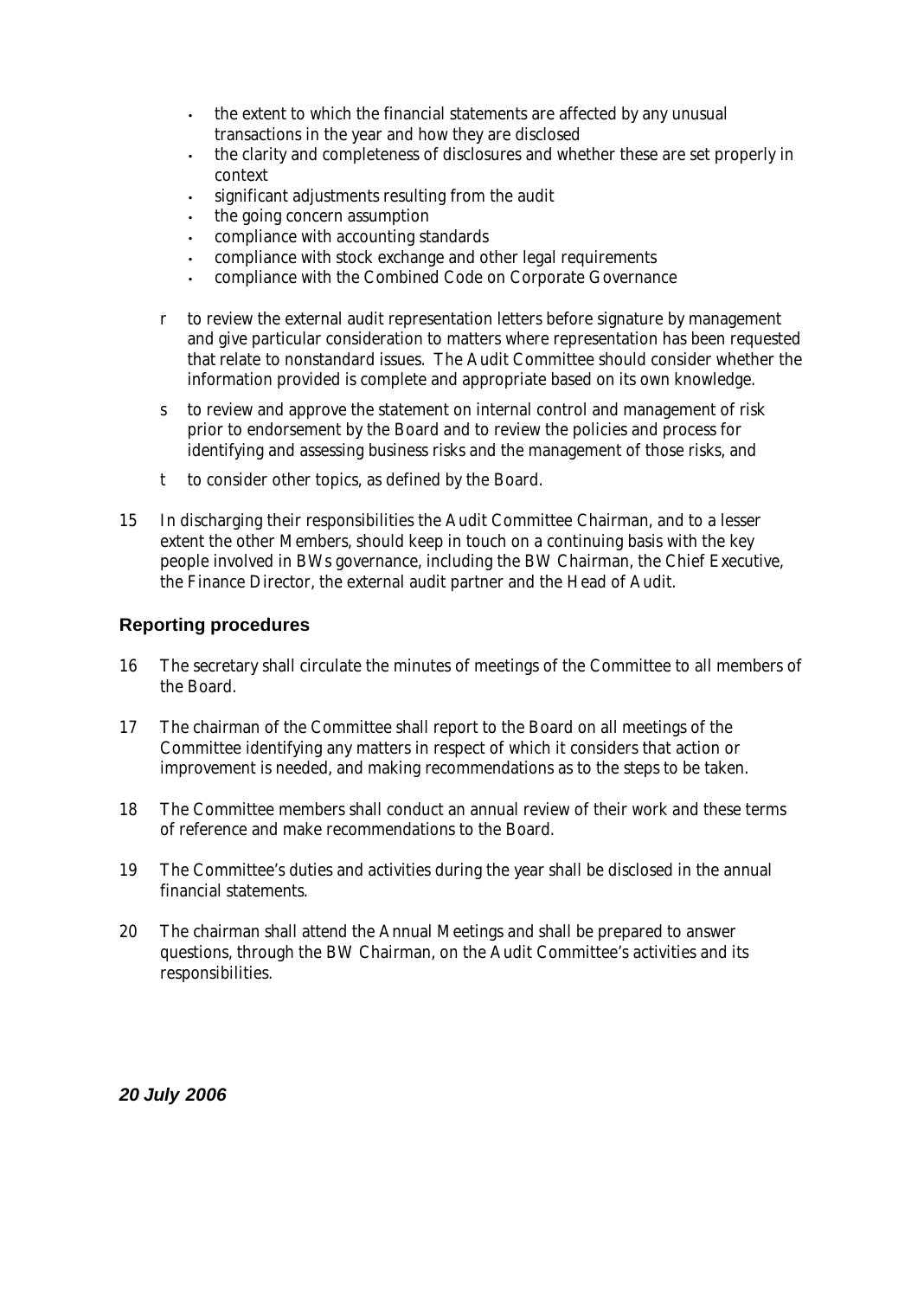- the extent to which the financial statements are affected by any unusual transactions in the year and how they are disclosed
- the clarity and completeness of disclosures and whether these are set properly in context
- significant adjustments resulting from the audit
- the going concern assumption
- compliance with accounting standards
- compliance with stock exchange and other legal requirements
- compliance with the Combined Code on Corporate Governance

r to review the external audit representation letters before signature by management and give particular consideration to matters where representation has been requested that relate to nonstandard issues. The Audit Committee should consider whether the information provided is complete and appropriate based on its own knowledge.

s to review and approve the statement on internal control and management of risk prior to endorsement by the Board and to review the policies and process for identifying and assessing business risks and the management of those risks, and

t to consider other topics, as defined by the Board.

15 In discharging their responsibilities the Audit Committee Chairman, and to a lesser extent the other Members, should keep in touch on a continuing basis with the key people involved in BWs governance, including the BW Chairman, the Chief Executive, the Finance Director, the external audit partner and the Head of Audit.

## Reporting procedures

16 The secretary shall circulate the minutes of meetings of the Committee to all members of the Board.

17 The chairman of the Committee shall report to the Board on all meetings of the Committee identifying any matters in respect of which it considers that action or improvement is needed, and making recommendations as to the steps to be taken.

18 The Committee members shall conduct an annual review of their work and these terms of reference and make recommendations to the Board.

19 The Committee's duties and activities during the year shall be disclosed in the annual financial statements.

20 The chairman shall attend the Annual Meetings and shall be prepared to answer questions, through the BW Chairman, on the Audit Committee's activities and its responsibilities.

***20 July 2006***